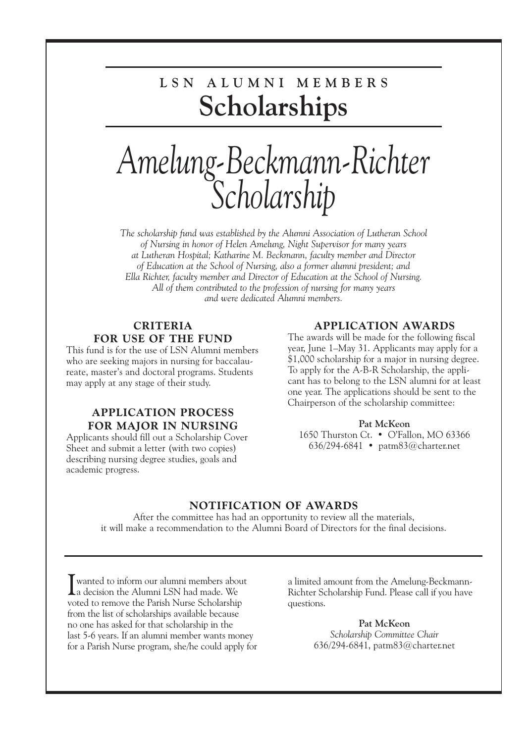## LSN ALUMNI MEMBERS

# Scholarships

# *Amelung-Beckmann-Richter Scholarship*

*The scholarship fund was established by the Alumni Association of Lutheran School of Nursing in honor of Helen Amelung, Night Supervisor for many years at Lutheran Hospital; Katharine M. Beckmann, faculty member and Director of Education at the School of Nursing, also a former alumni president; and Ella Richter, faculty member and Director of Education at the School of Nursing. All of them contributed to the profession of nursing for many years and were dedicated Alumni members.*

### CRITERIA FOR USE OF THE FUND

This fund is for the use of LSN Alumni members who are seeking majors in nursing for baccalaureate, master's and doctoral programs. Students may apply at any stage of their study.

### APPLICATION PROCESS FOR MAJOR IN NURSING

Applicants should fill out a Scholarship Cover Sheet and submit a letter (with two copies) describing nursing degree studies, goals and academic progress.

### APPLICATION AWARDS

The awards will be made for the following fiscal year, June 1–May 31. Applicants may apply for a $1,000 scholarship for a major in nursing degree. To apply for the A-B-R Scholarship, the applicant has to belong to the LSN alumni for at least one year. The applications should be sent to the Chairperson of the scholarship committee:

**Pat McKeon**
1650 Thurston Ct. • O'Fallon, MO 63366
636/294-6841 • patm83@charter.net

### NOTIFICATION OF AWARDS

After the committee has had an opportunity to review all the materials, it will make a recommendation to the Alumni Board of Directors for the final decisions.

---

I wanted to inform our alumni members about a decision the Alumni LSN had made. We voted to remove the Parish Nurse Scholarship from the list of scholarships available because no one has asked for that scholarship in the last 5-6 years. If an alumni member wants money for a Parish Nurse program, she/he could apply for a limited amount from the Amelung-Beckmann-Richter Scholarship Fund. Please call if you have questions.

**Pat McKeon**
*Scholarship Committee Chair*
636/294-6841, patm83@charter.net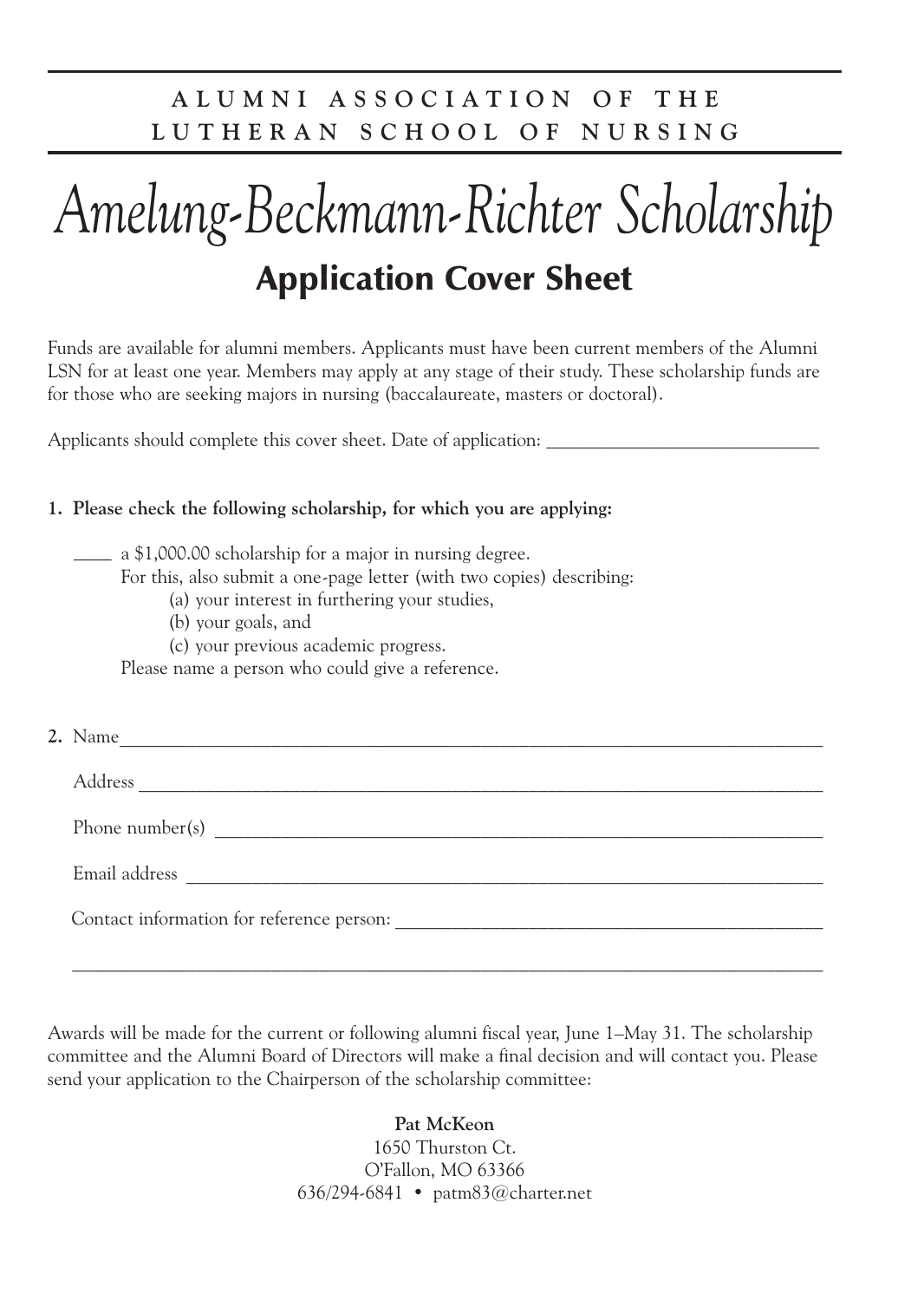**ALUMNI ASSOCIATION OF THE LUTHERAN SCHOOL OF NURSING**

# *Amelung-Beckmann-Richter Scholarship*

## Application Cover Sheet

Funds are available for alumni members. Applicants must have been current members of the Alumni LSN for at least one year. Members may apply at any stage of their study. These scholarship funds are for those who are seeking majors in nursing (baccalaureate, masters or doctoral).

Applicants should complete this cover sheet. Date of application: ______________________________

**1. Please check the following scholarship, for which you are applying:**

_____ a $1,000.00 scholarship for a major in nursing degree.
For this, also submit a one-page letter (with two copies) describing:
- (a) your interest in furthering your studies,
- (b) your goals, and
- (c) your previous academic progress.

Please name a person who could give a reference.

**2.** Name______________________________________________________________________

Address ____________________________________________________________________

Phone number(s) ______________________________________________________________

Email address ________________________________________________________________

Contact information for reference person: ________________________________________

______________________________________________________________________________

Awards will be made for the current or following alumni fiscal year, June 1–May 31. The scholarship committee and the Alumni Board of Directors will make a final decision and will contact you. Please send your application to the Chairperson of the scholarship committee:

**Pat McKeon**
1650 Thurston Ct.
O'Fallon, MO 63366
636/294-6841 • patm83@charter.net